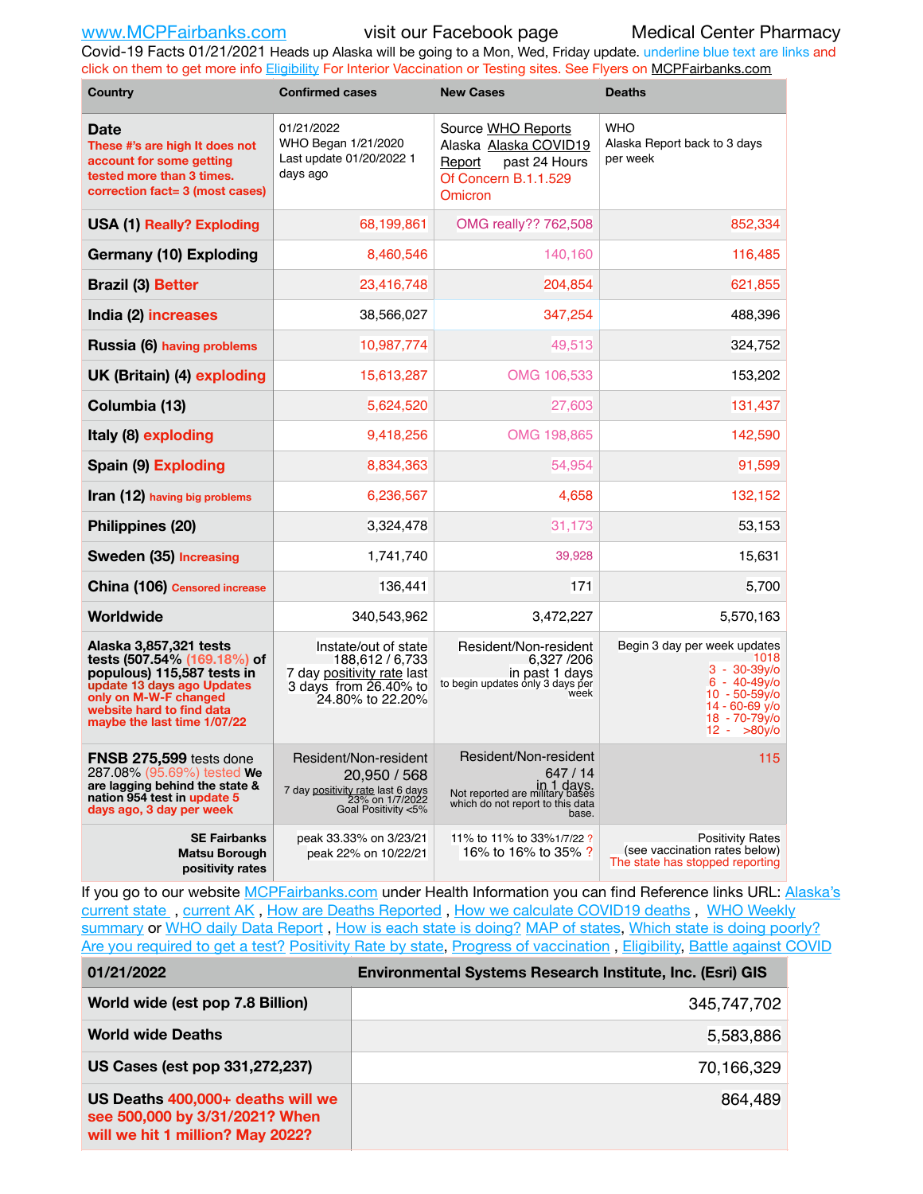www.MCPFairbanks.com visit our Facebook page Medical Center Pharmacy

Covid-19 Facts 01/21/2021 Heads up Alaska will be going to a Mon, Wed, Friday update. underline blue text are links and click on them to get more info Eligibility For Interior Vaccination or Testing sites. See Flyers on MCPFairbanks.com

| Country | Confirmed cases | New Cases | Deaths |
|---|---|---|---|
| **Date** These #'s are high It does not account for some getting tested more than 3 times. correction fact= 3 (most cases) | 01/21/2022 WHO Began 1/21/2020 Last update 01/20/2022 1 days ago | Source WHO Reports Alaska Alaska COVID19 Report past 24 Hours Of Concern B.1.1.529 Omicron | WHO Alaska Report back to 3 days per week |
| **USA (1)** Really? Exploding | 68,199,861 | OMG really?? 762,508 | 852,334 |
| **Germany (10) Exploding** | 8,460,546 | 140,160 | 116,485 |
| **Brazil (3)** Better | 23,416,748 | 204,854 | 621,855 |
| **India (2)** increases | 38,566,027 | 347,254 | 488,396 |
| **Russia (6)** having problems | 10,987,774 | 49,513 | 324,752 |
| **UK (Britain) (4)** exploding | 15,613,287 | OMG 106,533 | 153,202 |
| **Columbia (13)** | 5,624,520 | 27,603 | 131,437 |
| **Italy (8)** exploding | 9,418,256 | OMG 198,865 | 142,590 |
| **Spain (9)** Exploding | 8,834,363 | 54,954 | 91,599 |
| **Iran (12)** having big problems | 6,236,567 | 4,658 | 132,152 |
| **Philippines (20)** | 3,324,478 | 31,173 | 53,153 |
| **Sweden (35)** Increasing | 1,741,740 | 39,928 | 15,631 |
| **China (106)** Censored increase | 136,441 | 171 | 5,700 |
| **Worldwide** | 340,543,962 | 3,472,227 | 5,570,163 |
| **Alaska 3,857,321 tests tests (507.54% (169.18%) of populous) 115,587 tests in** update 13 days ago Updates only on M-W-F changed website hard to find data maybe the last time 1/07/22 | Instate/out of state 188,612 / 6,733 7 day positivity rate last 3 days from 26.40% to 24.80% to 22.20% | Resident/Non-resident 6,327 /206 in past 1 days to begin updates only 3 days per week | Begin 3 day per week updates 1018 3 - 30-39y/o 6 - 40-49y/o 10 - 50-59y/o 14 - 60-69 y/o 18 - 70-79y/o 12 - >80y/o |
| **FNSB 275,599** tests done 287.08% (95.69%) tested **We are lagging behind the state & nation 954 test in** update 5 days ago, 3 day per week | Resident/Non-resident 20,950 / 568 7 day positivity rate last 6 days 23% on 1/7/2022 Goal Positivity <5% | Resident/Non-resident 647 / 14 in 1 days. Not reported are military bases which do not report to this data base. | 115 |
| **SE Fairbanks Matsu Borough positivity rates** | peak 33.33% on 3/23/21 peak 22% on 10/22/21 | 11% to 11% to 33%1/7/22 ? 16% to 16% to 35% ? | Positivity Rates (see vaccination rates below) The state has stopped reporting |

If you go to our website MCPFairbanks.com under Health Information you can find Reference links URL: Alaska's current state , current AK , How are Deaths Reported , How we calculate COVID19 deaths , WHO Weekly summary or WHO daily Data Report , How is each state is doing? MAP of states, Which state is doing poorly? Are you required to get a test? Positivity Rate by state, Progress of vaccination , Eligibility, Battle against COVID

| 01/21/2022 | Environmental Systems Research Institute, Inc. (Esri) GIS |
|---|---|
| **World wide (est pop 7.8 Billion)** | 345,747,702 |
| **World wide Deaths** | 5,583,886 |
| **US Cases (est pop 331,272,237)** | 70,166,329 |
| **US Deaths** 400,000+ deaths will we see 500,000 by 3/31/2021? When will we hit 1 million? May 2022? | 864,489 |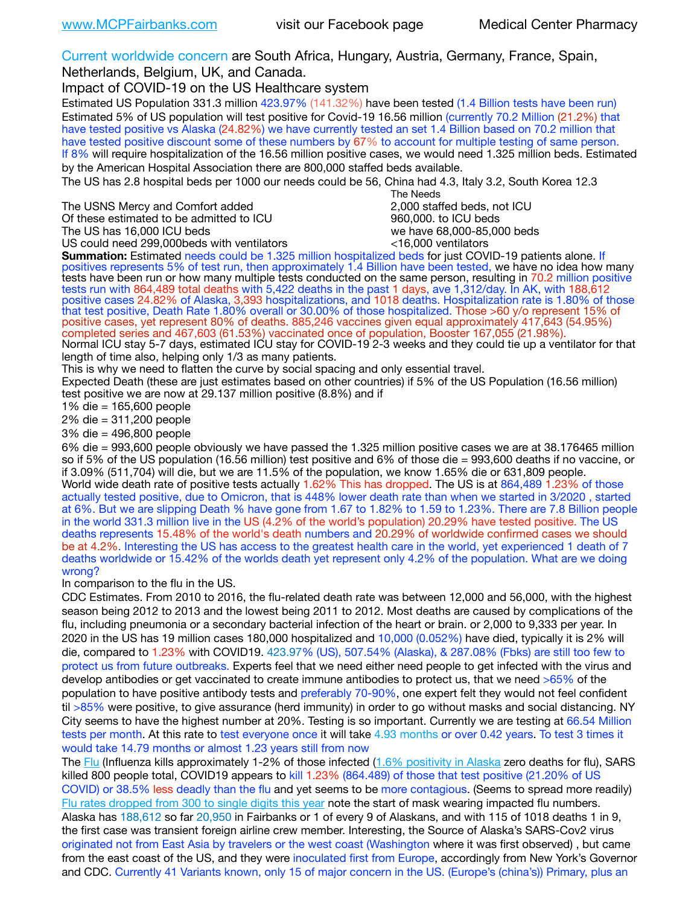www.MCPFairbanks.com visit our Facebook page Medical Center Pharmacy

Current worldwide concern are South Africa, Hungary, Austria, Germany, France, Spain, Netherlands, Belgium, UK, and Canada.

Impact of COVID-19 on the US Healthcare system

Estimated US Population 331.3 million 423.97% (141.32%) have been tested (1.4 Billion tests have been run)

Estimated 5% of US population will test positive for Covid-19 16.56 million (currently 70.2 Million (21.2%) that have tested positive vs Alaska (24.82%) we have currently tested an set 1.4 Billion based on 70.2 million that have tested positive discount some of these numbers by 67% to account for multiple testing of same person. If 8% will require hospitalization of the 16.56 million positive cases, we would need 1.325 million beds. Estimated by the American Hospital Association there are 800,000 staffed beds available.

The US has 2.8 hospital beds per 1000 our needs could be 56, China had 4.3, Italy 3.2, South Korea 12.3

| | The Needs |
|---|---|
| The USNS Mercy and Comfort added | 2,000 staffed beds, not ICU |
| Of these estimated to be admitted to ICU | 960,000. to ICU beds |
| The US has 16,000 ICU beds | we have 68,000-85,000 beds |
| US could need 299,000beds with ventilators | <16,000 ventilators |

**Summation:** Estimated needs could be 1.325 million hospitalized beds for just COVID-19 patients alone. If positives represents 5% of test run, then approximately 1.4 Billion have been tested, we have no idea how many tests have been run or how many multiple tests conducted on the same person, resulting in 70.2 million positive tests run with 864,489 total deaths with 5,422 deaths in the past 1 days, ave 1,312/day. In AK, with 188,612 positive cases 24.82% of Alaska, 3,393 hospitalizations, and 1018 deaths. Hospitalization rate is 1.80% of those that test positive, Death Rate 1.80% overall or 30.00% of those hospitalized. Those >60 y/o represent 15% of positive cases, yet represent 80% of deaths. 885,246 vaccines given equal approximately 417,643 (54.95%) completed series and 467,603 (61.53%) vaccinated once of population, Booster 167,055 (21.98%).

Normal ICU stay 5-7 days, estimated ICU stay for COVID-19 2-3 weeks and they could tie up a ventilator for that length of time also, helping only 1/3 as many patients.

This is why we need to flatten the curve by social spacing and only essential travel.

Expected Death (these are just estimates based on other countries) if 5% of the US Population (16.56 million) test positive we are now at 29.137 million positive (8.8%) and if

1% die = 165,600 people

2% die = 311,200 people

3% die = 496,800 people

6% die = 993,600 people obviously we have passed the 1.325 million positive cases we are at 38.176465 million so if 5% of the US population (16.56 million) test positive and 6% of those die = 993,600 deaths if no vaccine, or if 3.09% (511,704) will die, but we are 11.5% of the population, we know 1.65% die or 631,809 people.

World wide death rate of positive tests actually 1.62% This has dropped. The US is at 864,489 1.23% of those actually tested positive, due to Omicron, that is 448% lower death rate than when we started in 3/2020 , started at 6%. But we are slipping Death % have gone from 1.67 to 1.82% to 1.59 to 1.23%. There are 7.8 Billion people in the world 331.3 million live in the US (4.2% of the world's population) 20.29% have tested positive. The US deaths represents 15.48% of the world's death numbers and 20.29% of worldwide confirmed cases we should be at 4.2%. Interesting the US has access to the greatest health care in the world, yet experienced 1 death of 7 deaths worldwide or 15.42% of the worlds death yet represent only 4.2% of the population. What are we doing wrong?

In comparison to the flu in the US.

CDC Estimates. From 2010 to 2016, the flu-related death rate was between 12,000 and 56,000, with the highest season being 2012 to 2013 and the lowest being 2011 to 2012. Most deaths are caused by complications of the flu, including pneumonia or a secondary bacterial infection of the heart or brain. or 2,000 to 9,333 per year. In 2020 in the US has 19 million cases 180,000 hospitalized and 10,000 (0.052%) have died, typically it is 2% will die, compared to 1.23% with COVID19. 423.97% (US), 507.54% (Alaska), & 287.08% (Fbks) are still too few to protect us from future outbreaks. Experts feel that we need either need people to get infected with the virus and develop antibodies or get vaccinated to create immune antibodies to protect us, that we need >65% of the population to have positive antibody tests and preferably 70-90%, one expert felt they would not feel confident til >85% were positive, to give assurance (herd immunity) in order to go without masks and social distancing. NY City seems to have the highest number at 20%. Testing is so important. Currently we are testing at 66.54 Million tests per month. At this rate to test everyone once it will take 4.93 months or over 0.42 years. To test 3 times it would take 14.79 months or almost 1.23 years still from now

The Flu (Influenza kills approximately 1-2% of those infected (1.6% positivity in Alaska zero deaths for flu), SARS killed 800 people total, COVID19 appears to kill 1.23% (864.489) of those that test positive (21.20% of US COVID) or 38.5% less deadly than the flu and yet seems to be more contagious. (Seems to spread more readily) Flu rates dropped from 300 to single digits this year note the start of mask wearing impacted flu numbers. Alaska has 188,612 so far 20,950 in Fairbanks or 1 of every 9 of Alaskans, and with 115 of 1018 deaths 1 in 9, the first case was transient foreign airline crew member. Interesting, the Source of Alaska's SARS-Cov2 virus originated not from East Asia by travelers or the west coast (Washington where it was first observed) , but came from the east coast of the US, and they were inoculated first from Europe, accordingly from New York's Governor and CDC. Currently 41 Variants known, only 15 of major concern in the US. (Europe's (china's)) Primary, plus an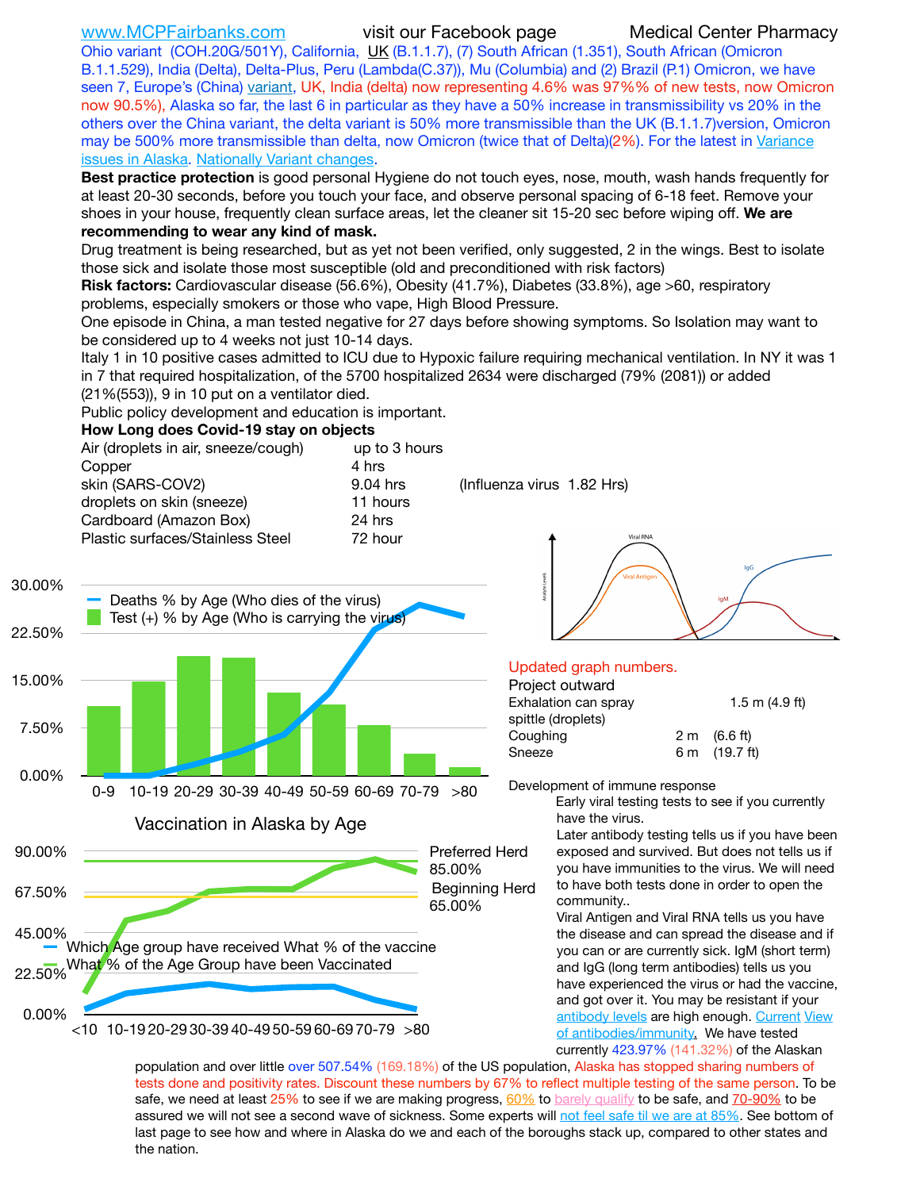www.MCPFairbanks.com visit our Facebook page Medical Center Pharmacy

Ohio variant (COH.20G/501Y), California, UK (B.1.1.7), (7) South African (1.351), South African (Omicron B.1.1.529), India (Delta), Delta-Plus, Peru (Lambda(C.37)), Mu (Columbia) and (2) Brazil (P.1) Omicron, we have seen 7, Europe's (China) variant, UK, India (delta) now representing 4.6% was 97%% of new tests, now Omicron now 90.5%), Alaska so far, the last 6 in particular as they have a 50% increase in transmissibility vs 20% in the others over the China variant, the delta variant is 50% more transmissible than the UK (B.1.1.7)version, Omicron may be 500% more transmissible than delta, now Omicron (twice that of Delta)(2%). For the latest in Variance issues in Alaska. Nationally Variant changes.

**Best practice protection** is good personal Hygiene do not touch eyes, nose, mouth, wash hands frequently for at least 20-30 seconds, before you touch your face, and observe personal spacing of 6-18 feet. Remove your shoes in your house, frequently clean surface areas, let the cleaner sit 15-20 sec before wiping off. **We are recommending to wear any kind of mask.**

Drug treatment is being researched, but as yet not been verified, only suggested, 2 in the wings. Best to isolate those sick and isolate those most susceptible (old and preconditioned with risk factors)

**Risk factors:** Cardiovascular disease (56.6%), Obesity (41.7%), Diabetes (33.8%), age >60, respiratory problems, especially smokers or those who vape, High Blood Pressure.

One episode in China, a man tested negative for 27 days before showing symptoms. So Isolation may want to be considered up to 4 weeks not just 10-14 days.

Italy 1 in 10 positive cases admitted to ICU due to Hypoxic failure requiring mechanical ventilation. In NY it was 1 in 7 that required hospitalization, of the 5700 hospitalized 2634 were discharged (79% (2081)) or added (21%(553)), 9 in 10 put on a ventilator died.

Public policy development and education is important.

**How Long does Covid-19 stay on objects**

| | | |
|---|---|---|
| Air (droplets in air, sneeze/cough) | up to 3 hours | |
| Copper | 4 hrs | |
| skin (SARS-COV2) | 9.04 hrs | (Influenza virus 1.82 Hrs) |
| droplets on skin (sneeze) | 11 hours | |
| Cardboard (Amazon Box) | 24 hrs | |
| Plastic surfaces/Stainless Steel | 72 hour | |

Updated graph numbers.

Project outward

| | | |
|---|---|---|
| Exhalation can spray spittle (droplets) | 1.5 m | (4.9 ft) |
| Coughing | 2 m | (6.6 ft) |
| Sneeze | 6 m | (19.7 ft) |

Development of immune response

Early viral testing tests to see if you currently have the virus.

Later antibody testing tells us if you have been exposed and survived. But does not tells us if you have immunities to the virus. We will need to have both tests done in order to open the community..

Viral Antigen and Viral RNA tells us you have the disease and can spread the disease and if you can or are currently sick. IgM (short term) and IgG (long term antibodies) tells us you have experienced the virus or had the vaccine, and got over it. You may be resistant if your antibody levels are high enough. Current View of antibodies/immunity. We have tested currently 423.97% (141.32%) of the Alaskan population and over little over 507.54% (169.18%) of the US population, Alaska has stopped sharing numbers of tests done and positivity rates. Discount these numbers by 67% to reflect multiple testing of the same person. To be safe, we need at least 25% to see if we are making progress, 60% to barely qualify to be safe, and 70-90% to be assured we will not see a second wave of sickness. Some experts will not feel safe til we are at 85%. See bottom of last page to see how and where in Alaska do we and each of the boroughs stack up, compared to other states and the nation.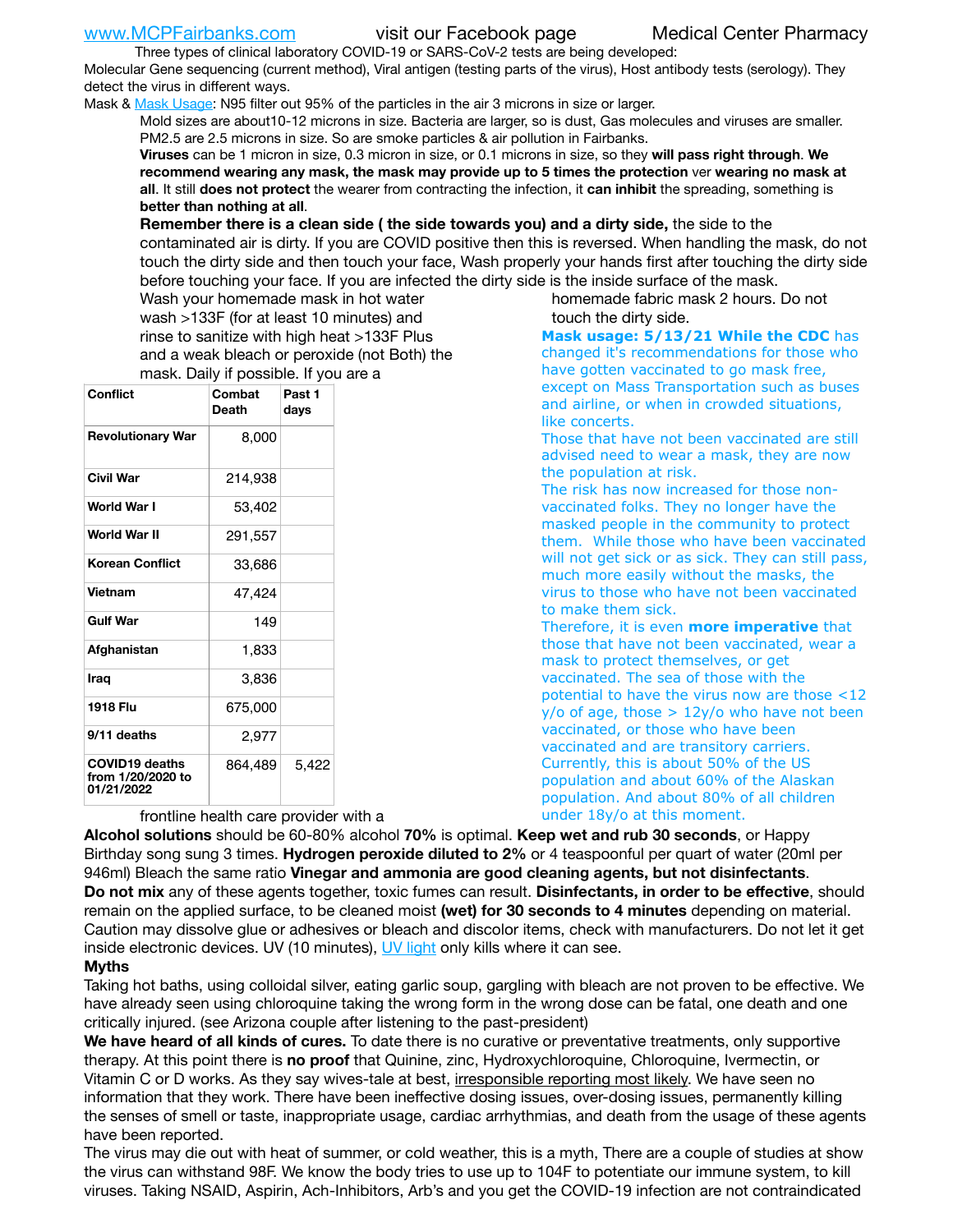www.MCPFairbanks.com visit our Facebook page Medical Center Pharmacy

Three types of clinical laboratory COVID-19 or SARS-CoV-2 tests are being developed:
Molecular Gene sequencing (current method), Viral antigen (testing parts of the virus), Host antibody tests (serology). They detect the virus in different ways.

Mask & Mask Usage: N95 filter out 95% of the particles in the air 3 microns in size or larger.

Mold sizes are about10-12 microns in size. Bacteria are larger, so is dust, Gas molecules and viruses are smaller. PM2.5 are 2.5 microns in size. So are smoke particles & air pollution in Fairbanks.

**Viruses** can be 1 micron in size, 0.3 micron in size, or 0.1 microns in size, so they **will pass right through**. **We recommend wearing any mask, the mask may provide up to 5 times the protection** ver **wearing no mask at all**. It still **does not protect** the wearer from contracting the infection, it **can inhibit** the spreading, something is **better than nothing at all**.

**Remember there is a clean side ( the side towards you) and a dirty side,** the side to the contaminated air is dirty. If you are COVID positive then this is reversed. When handling the mask, do not touch the dirty side and then touch your face, Wash properly your hands first after touching the dirty side before touching your face. If you are infected the dirty side is the inside surface of the mask.

Wash your homemade mask in hot water wash >133F (for at least 10 minutes) and rinse to sanitize with high heat >133F Plus and a weak bleach or peroxide (not Both) the mask. Daily if possible. If you are a frontline health care provider with a homemade fabric mask 2 hours. Do not touch the dirty side.

| Conflict | Combat Death | Past 1 days |
|---|---|---|
| Revolutionary War | 8,000 | |
| Civil War | 214,938 | |
| World War I | 53,402 | |
| World War II | 291,557 | |
| Korean Conflict | 33,686 | |
| Vietnam | 47,424 | |
| Gulf War | 149 | |
| Afghanistan | 1,833 | |
| Iraq | 3,836 | |
| 1918 Flu | 675,000 | |
| 9/11 deaths | 2,977 | |
| COVID19 deaths from 1/20/2020 to 01/21/2022 | 864,489 | 5,422 |

**Mask usage: 5/13/21 While the CDC** has changed it's recommendations for those who have gotten vaccinated to go mask free, except on Mass Transportation such as buses and airline, or when in crowded situations, like concerts.

Those that have not been vaccinated are still advised need to wear a mask, they are now the population at risk.

The risk has now increased for those non-vaccinated folks. They no longer have the masked people in the community to protect them. While those who have been vaccinated will not get sick or as sick. They can still pass, much more easily without the masks, the virus to those who have not been vaccinated to make them sick.

Therefore, it is even **more imperative** that those that have not been vaccinated, wear a mask to protect themselves, or get vaccinated. The sea of those with the potential to have the virus now are those <12 y/o of age, those > 12y/o who have not been vaccinated, or those who have been vaccinated and are transitory carriers. Currently, this is about 50% of the US population and about 60% of the Alaskan population. And about 80% of all children under 18y/o at this moment.

**Alcohol solutions** should be 60-80% alcohol **70%** is optimal. **Keep wet and rub 30 seconds**, or Happy Birthday song sung 3 times. **Hydrogen peroxide diluted to 2%** or 4 teaspoonful per quart of water (20ml per 946ml) Bleach the same ratio **Vinegar and ammonia are good cleaning agents, but not disinfectants**. **Do not mix** any of these agents together, toxic fumes can result. **Disinfectants, in order to be effective**, should remain on the applied surface, to be cleaned moist **(wet) for 30 seconds to 4 minutes** depending on material. Caution may dissolve glue or adhesives or bleach and discolor items, check with manufacturers. Do not let it get inside electronic devices. UV (10 minutes), UV light only kills where it can see.

**Myths**

Taking hot baths, using colloidal silver, eating garlic soup, gargling with bleach are not proven to be effective. We have already seen using chloroquine taking the wrong form in the wrong dose can be fatal, one death and one critically injured. (see Arizona couple after listening to the past-president)

**We have heard of all kinds of cures.** To date there is no curative or preventative treatments, only supportive therapy. At this point there is **no proof** that Quinine, zinc, Hydroxychloroquine, Chloroquine, Ivermectin, or Vitamin C or D works. As they say wives-tale at best, irresponsible reporting most likely. We have seen no information that they work. There have been ineffective dosing issues, over-dosing issues, permanently killing the senses of smell or taste, inappropriate usage, cardiac arrhythmias, and death from the usage of these agents have been reported.

The virus may die out with heat of summer, or cold weather, this is a myth, There are a couple of studies at show the virus can withstand 98F. We know the body tries to use up to 104F to potentiate our immune system, to kill viruses. Taking NSAID, Aspirin, Ach-Inhibitors, Arb's and you get the COVID-19 infection are not contraindicated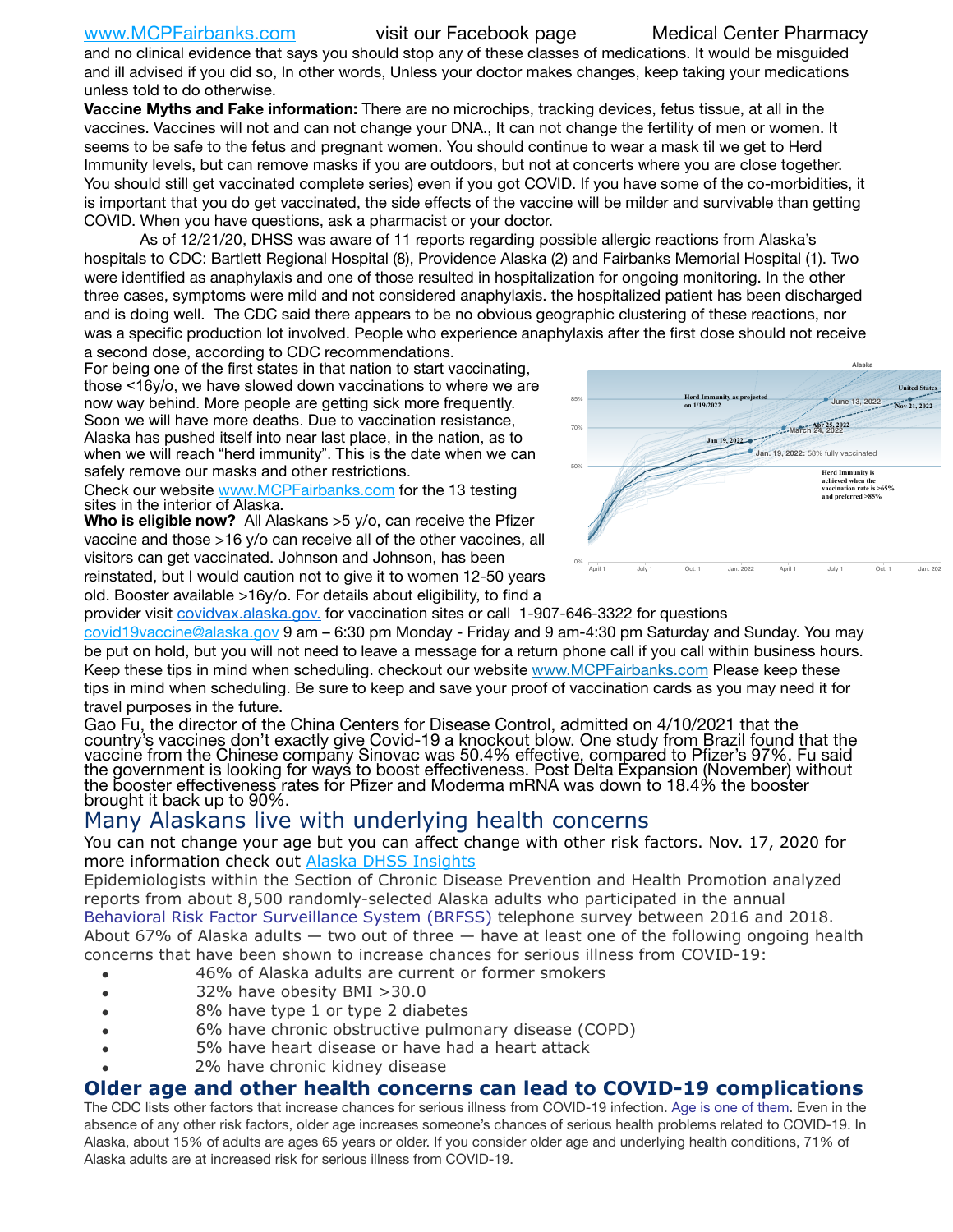and no clinical evidence that says you should stop any of these classes of medications. It would be misguided and ill advised if you did so, In other words, Unless your doctor makes changes, keep taking your medications unless told to do otherwise.

**Vaccine Myths and Fake information:** There are no microchips, tracking devices, fetus tissue, at all in the vaccines. Vaccines will not and can not change your DNA., It can not change the fertility of men or women. It seems to be safe to the fetus and pregnant women. You should continue to wear a mask til we get to Herd Immunity levels, but can remove masks if you are outdoors, but not at concerts where you are close together. You should still get vaccinated complete series) even if you got COVID. If you have some of the co-morbidities, it is important that you do get vaccinated, the side effects of the vaccine will be milder and survivable than getting COVID. When you have questions, ask a pharmacist or your doctor.

As of 12/21/20, DHSS was aware of 11 reports regarding possible allergic reactions from Alaska's hospitals to CDC: Bartlett Regional Hospital (8), Providence Alaska (2) and Fairbanks Memorial Hospital (1). Two were identified as anaphylaxis and one of those resulted in hospitalization for ongoing monitoring. In the other three cases, symptoms were mild and not considered anaphylaxis. the hospitalized patient has been discharged and is doing well. The CDC said there appears to be no obvious geographic clustering of these reactions, nor was a specific production lot involved. People who experience anaphylaxis after the first dose should not receive a second dose, according to CDC recommendations.

For being one of the first states in that nation to start vaccinating, those <16y/o, we have slowed down vaccinations to where we are now way behind. More people are getting sick more frequently. Soon we will have more deaths. Due to vaccination resistance, Alaska has pushed itself into near last place, in the nation, as to when we will reach "herd immunity". This is the date when we can safely remove our masks and other restrictions.

Check our website www.MCPFairbanks.com for the 13 testing sites in the interior of Alaska.

**Who is eligible now?** All Alaskans >5 y/o, can receive the Pfizer vaccine and those >16 y/o can receive all of the other vaccines, all visitors can get vaccinated. Johnson and Johnson, has been reinstated, but I would caution not to give it to women 12-50 years old. Booster available >16y/o. For details about eligibility, to find a provider visit covidvax.alaska.gov. for vaccination sites or call 1-907-646-3322 for questions covid19vaccine@alaska.gov 9 am – 6:30 pm Monday - Friday and 9 am-4:30 pm Saturday and Sunday. You may be put on hold, but you will not need to leave a message for a return phone call if you call within business hours. Keep these tips in mind when scheduling. checkout our website www.MCPFairbanks.com Please keep these tips in mind when scheduling. Be sure to keep and save your proof of vaccination cards as you may need it for travel purposes in the future.

Alaska

Herd Immunity as projected on 1/19/2022

United States

June 13, 2022

Nov 21, 2022

Jan 19, 2022

March 24, 2022

Apr 25, 2022

Jan. 19, 2022: 58% fully vaccinated

Herd Immunity is achieved when the vaccination rate is >65% and preferred >85%

Gao Fu, the director of the China Centers for Disease Control, admitted on 4/10/2021 that the country's vaccines don't exactly give Covid-19 a knockout blow. One study from Brazil found that the vaccine from the Chinese company Sinovac was 50.4% effective, compared to Pfizer's 97%. Fu said the government is looking for ways to boost effectiveness. Post Delta Expansion (November) without the booster effectiveness rates for Pfizer and Moderma mRNA was down to 18.4% the booster brought it back up to 90%.

## Many Alaskans live with underlying health concerns

You can not change your age but you can affect change with other risk factors. Nov. 17, 2020 for more information check out Alaska DHSS Insights

Epidemiologists within the Section of Chronic Disease Prevention and Health Promotion analyzed reports from about 8,500 randomly-selected Alaska adults who participated in the annual Behavioral Risk Factor Surveillance System (BRFSS) telephone survey between 2016 and 2018. About 67% of Alaska adults — two out of three — have at least one of the following ongoing health concerns that have been shown to increase chances for serious illness from COVID-19:

- 46% of Alaska adults are current or former smokers
- 32% have obesity BMI >30.0
- 8% have type 1 or type 2 diabetes
- 6% have chronic obstructive pulmonary disease (COPD)
- 5% have heart disease or have had a heart attack
- 2% have chronic kidney disease

## Older age and other health concerns can lead to COVID-19 complications

The CDC lists other factors that increase chances for serious illness from COVID-19 infection. Age is one of them. Even in the absence of any other risk factors, older age increases someone's chances of serious health problems related to COVID-19. In Alaska, about 15% of adults are ages 65 years or older. If you consider older age and underlying health conditions, 71% of Alaska adults are at increased risk for serious illness from COVID-19.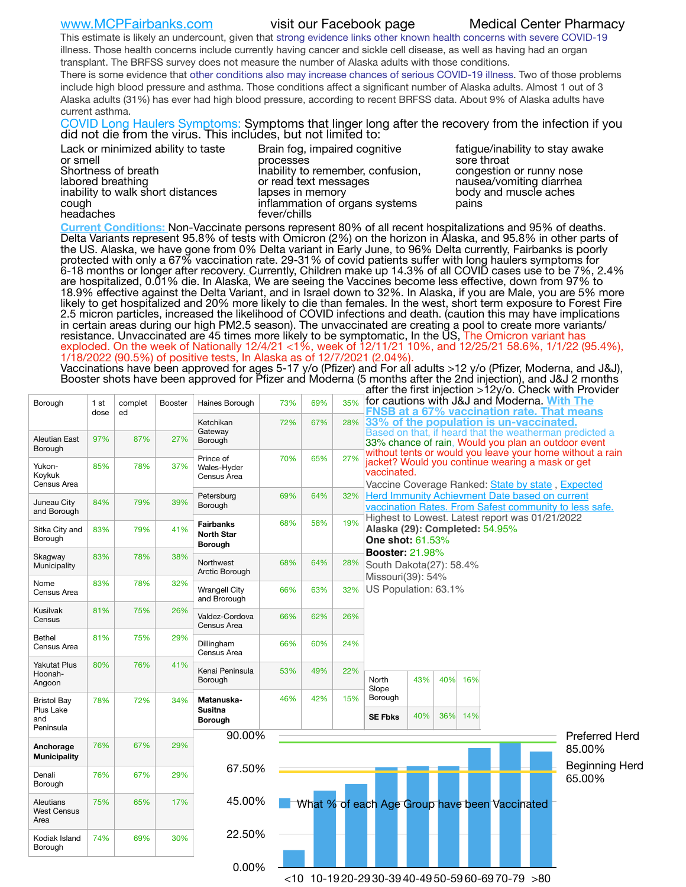www.MCPFairbanks.com visit our Facebook page Medical Center Pharmacy

This estimate is likely an undercount, given that strong evidence links other known health concerns with severe COVID-19 illness. Those health concerns include currently having cancer and sickle cell disease, as well as having had an organ transplant. The BRFSS survey does not measure the number of Alaska adults with those conditions.

There is some evidence that other conditions also may increase chances of serious COVID-19 illness. Two of those problems include high blood pressure and asthma. Those conditions affect a significant number of Alaska adults. Almost 1 out of 3 Alaska adults (31%) has ever had high blood pressure, according to recent BRFSS data. About 9% of Alaska adults have current asthma.

**COVID Long Haulers Symptoms:** Symptoms that linger long after the recovery from the infection if you did not die from the virus. This includes, but not limited to:

- Lack or minimized ability to taste or smell
- Shortness of breath
- labored breathing
- inability to walk short distances
- cough
- headaches
- Brain fog, impaired cognitive processes
- Inability to remember, confusion, or read text messages
- lapses in memory
- inflammation of organs systems
- fever/chills
- fatigue/inability to stay awake
- sore throat
- congestion or runny nose
- nausea/vomiting diarrhea
- body and muscle aches
- pains

**Current Conditions:** Non-Vaccinate persons represent 80% of all recent hospitalizations and 95% of deaths. Delta Variants represent 95.8% of tests with Omicron (2%) on the horizon in Alaska, and 95.8% in other parts of the US. Alaska, we have gone from 0% Delta variant in Early June, to 96% Delta currently, Fairbanks is poorly protected with only a 67% vaccination rate. 29-31% of covid patients suffer with long haulers symptoms for 6-18 months or longer after recovery. Currently, Children make up 14.3% of all COVID cases use to be 7%, 2.4% are hospitalized, 0.01% die. In Alaska, We are seeing the Vaccines become less effective, down from 97% to 18.9% effective against the Delta Variant, and in Israel down to 32%. In Alaska, if you are Male, you are 5% more likely to get hospitalized and 20% more likely to die than females. In the west, short term exposure to Forest Fire 2.5 micron particles, increased the likelihood of COVID infections and death. (caution this may have implications in certain areas during our high PM2.5 season). The unvaccinated are creating a pool to create more variants/ resistance. Unvaccinated are 45 times more likely to be symptomatic, In the US, The Omicron variant has exploded. On the week of Nationally 12/4/21 <1%, week of 12/11/21 10%, and 12/25/21 58.6%, 1/1/22 (95.4%), 1/18/2022 (90.5%) of positive tests, In Alaska as of 12/7/2021 (2.04%).

Vaccinations have been approved for ages 5-17 y/o (Pfizer) and For all adults >12 y/o (Pfizer, Moderna, and J&J), Booster shots have been approved for Pfizer and Moderna (5 months after the 2nd injection), and J&J 2 months after the first injection >12y/o. Check with Provider for cautions with J&J and Moderna. **With The FNSB at a 67% vaccination rate. That means 33% of the population is un-vaccinated.** Based on that, if heard that the weatherman predicted a 33% chance of rain, Would you plan an outdoor event without tents or would you leave your home without a rain jacket? Would you continue wearing a mask or get vaccinated.

| Borough | 1 st dose | completed | Booster |
|---|---|---|---|
| Aleutian East Borough | 97% | 87% | 27% |
| Yukon-Koykuk Census Area | 85% | 78% | 37% |
| Juneau City and Borough | 84% | 79% | 39% |
| Sitka City and Borough | 83% | 79% | 41% |
| Skagway Municipality | 83% | 78% | 38% |
| Nome Census Area | 83% | 78% | 32% |
| Kusilvak Census | 81% | 75% | 26% |
| Bethel Census Area | 81% | 75% | 29% |
| Yakutat Plus Hoonah-Angoon | 80% | 76% | 41% |
| Bristol Bay Plus Lake and Peninsula | 78% | 72% | 34% |
| **Anchorage Municipality** | 76% | 67% | 29% |
| Denali Borough | 76% | 67% | 29% |
| Aleutians West Census Area | 75% | 65% | 17% |
| Kodiak Island Borough | 74% | 69% | 30% |
| Haines Borough | 73% | 69% | 35% |
| Ketchikan Gateway Borough | 72% | 67% | 28% |
| Prince of Wales-Hyder Census Area | 70% | 65% | 27% |
| Petersburg Borough | 69% | 64% | 32% |
| **Fairbanks North Star Borough** | 68% | 58% | 19% |
| Northwest Arctic Borough | 68% | 64% | 28% |
| Wrangell City and Brorough | 66% | 63% | 32% |
| Valdez-Cordova Census Area | 66% | 62% | 26% |
| Dillingham Census Area | 66% | 60% | 24% |
| Kenai Peninsula Borough | 53% | 49% | 22% |
| **Matanuska-Susitna Borough** | 46% | 42% | 15% |
| North Slope Borough | 43% | 40% | 16% |
| **SE Fbks** | 40% | 36% | 14% |

Vaccine Coverage Ranked: State by state, Expected Herd Immunity Achievment Date based on current vaccination Rates. From Safest community to less safe. Highest to Lowest. Latest report was 01/21/2022

**Alaska (29): Completed:** 54.95%
**One shot:** 61.53%
**Booster:** 21.98%
South Dakota(27): 58.4%
Missouri(39): 54%
US Population: 63.1%

90.00%
67.50%
45.00%
22.50%
0.00%
What % of each Age Group have been Vaccinated
<10 10-19 20-29 30-39 40-49 50-59 60-69 70-79 >80
Preferred Herd 85.00%
Beginning Herd 65.00%